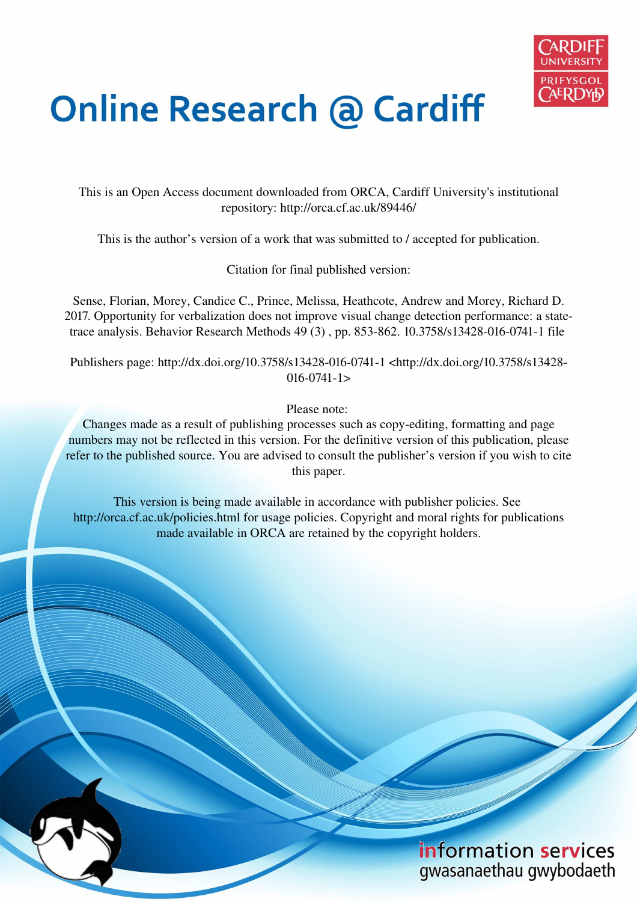# Online Research @ Cardiff

This is an Open Access document downloaded from ORCA, Cardiff University's institutional repository: http://orca.cf.ac.uk/89446/

This is the author's version of a work that was submitted to / accepted for publication.

Citation for final published version:

Sense, Florian, Morey, Candice C., Prince, Melissa, Heathcote, Andrew and Morey, Richard D. 2017. Opportunity for verbalization does not improve visual change detection performance: a state-trace analysis. Behavior Research Methods 49 (3) , pp. 853-862. 10.3758/s13428-016-0741-1 file

Publishers page: http://dx.doi.org/10.3758/s13428-016-0741-1 <http://dx.doi.org/10.3758/s13428-016-0741-1>

Please note:
Changes made as a result of publishing processes such as copy-editing, formatting and page numbers may not be reflected in this version. For the definitive version of this publication, please refer to the published source. You are advised to consult the publisher's version if you wish to cite this paper.

This version is being made available in accordance with publisher policies. See http://orca.cf.ac.uk/policies.html for usage policies. Copyright and moral rights for publications made available in ORCA are retained by the copyright holders.

information services
gwasanaethau gwybodaeth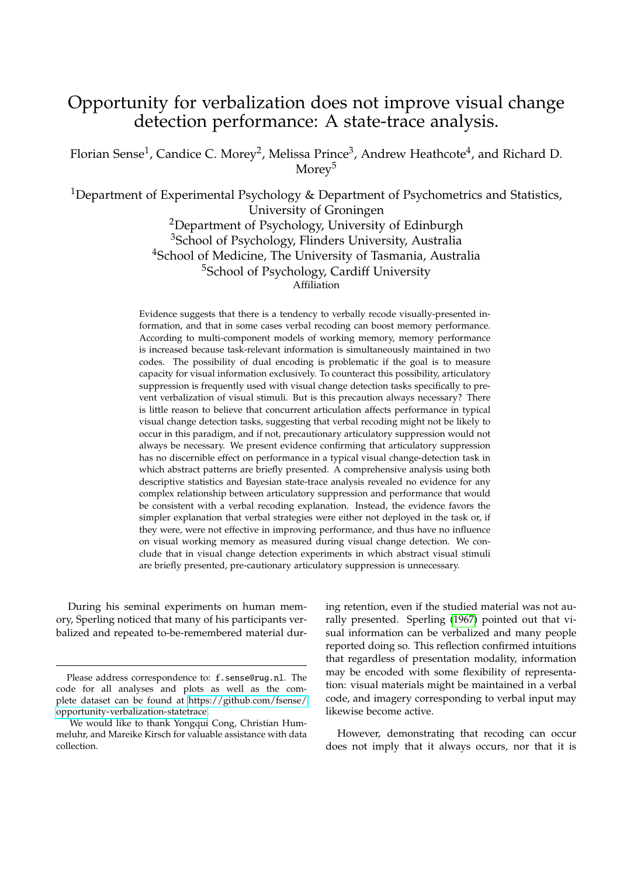# Opportunity for verbalization does not improve visual change detection performance: A state-trace analysis.

Florian Sense[1], Candice C. Morey[2], Melissa Prince[3], Andrew Heathcote[4], and Richard D. Morey[5]

[1]Department of Experimental Psychology & Department of Psychometrics and Statistics, University of Groningen
[2]Department of Psychology, University of Edinburgh
[3]School of Psychology, Flinders University, Australia
[4]School of Medicine, The University of Tasmania, Australia
[5]School of Psychology, Cardiff University
Affiliation

Evidence suggests that there is a tendency to verbally recode visually-presented information, and that in some cases verbal recoding can boost memory performance. According to multi-component models of working memory, memory performance is increased because task-relevant information is simultaneously maintained in two codes. The possibility of dual encoding is problematic if the goal is to measure capacity for visual information exclusively. To counteract this possibility, articulatory suppression is frequently used with visual change detection tasks specifically to prevent verbalization of visual stimuli. But is this precaution always necessary? There is little reason to believe that concurrent articulation affects performance in typical visual change detection tasks, suggesting that verbal recoding might not be likely to occur in this paradigm, and if not, precautionary articulatory suppression would not always be necessary. We present evidence confirming that articulatory suppression has no discernible effect on performance in a typical visual change-detection task in which abstract patterns are briefly presented. A comprehensive analysis using both descriptive statistics and Bayesian state-trace analysis revealed no evidence for any complex relationship between articulatory suppression and performance that would be consistent with a verbal recoding explanation. Instead, the evidence favors the simpler explanation that verbal strategies were either not deployed in the task or, if they were, were not effective in improving performance, and thus have no influence on visual working memory as measured during visual change detection. We conclude that in visual change detection experiments in which abstract visual stimuli are briefly presented, pre-cautionary articulatory suppression is unnecessary.

During his seminal experiments on human memory, Sperling noticed that many of his participants verbalized and repeated to-be-remembered material during retention, even if the studied material was not aurally presented. Sperling (1967) pointed out that visual information can be verbalized and many people reported doing so. This reflection confirmed intuitions that regardless of presentation modality, information may be encoded with some flexibility of representation: visual materials might be maintained in a verbal code, and imagery corresponding to verbal input may likewise become active.

However, demonstrating that recoding can occur does not imply that it always occurs, nor that it is

---

Please address correspondence to: f.sense@rug.nl. The code for all analyses and plots as well as the complete dataset can be found at https://github.com/fsense/opportunity-verbalization-statetrace.

We would like to thank Yongqui Cong, Christian Hummeluhr, and Mareike Kirsch for valuable assistance with data collection.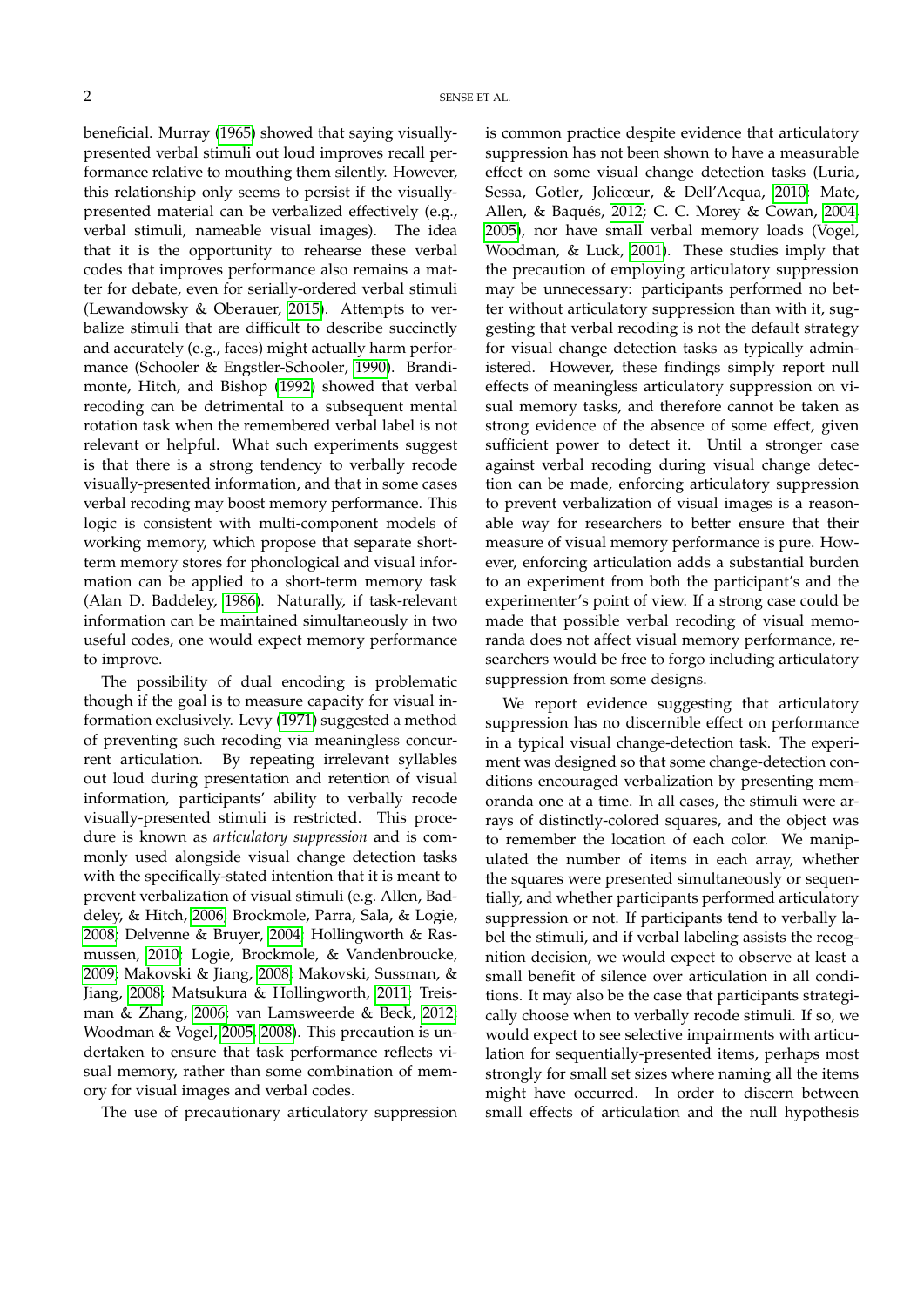beneficial. Murray (1965) showed that saying visually-presented verbal stimuli out loud improves recall performance relative to mouthing them silently. However, this relationship only seems to persist if the visually-presented material can be verbalized effectively (e.g., verbal stimuli, nameable visual images). The idea that it is the opportunity to rehearse these verbal codes that improves performance also remains a matter for debate, even for serially-ordered verbal stimuli (Lewandowsky & Oberauer, 2015). Attempts to verbalize stimuli that are difficult to describe succinctly and accurately (e.g., faces) might actually harm performance (Schooler & Engstler-Schooler, 1990). Brandimonte, Hitch, and Bishop (1992) showed that verbal recoding can be detrimental to a subsequent mental rotation task when the remembered verbal label is not relevant or helpful. What such experiments suggest is that there is a strong tendency to verbally recode visually-presented information, and that in some cases verbal recoding may boost memory performance. This logic is consistent with multi-component models of working memory, which propose that separate short-term memory stores for phonological and visual information can be applied to a short-term memory task (Alan D. Baddeley, 1986). Naturally, if task-relevant information can be maintained simultaneously in two useful codes, one would expect memory performance to improve.

The possibility of dual encoding is problematic though if the goal is to measure capacity for visual information exclusively. Levy (1971) suggested a method of preventing such recoding via meaningless concurrent articulation. By repeating irrelevant syllables out loud during presentation and retention of visual information, participants' ability to verbally recode visually-presented stimuli is restricted. This procedure is known as *articulatory suppression* and is commonly used alongside visual change detection tasks with the specifically-stated intention that it is meant to prevent verbalization of visual stimuli (e.g. Allen, Baddeley, & Hitch, 2006; Brockmole, Parra, Sala, & Logie, 2008; Delvenne & Bruyer, 2004; Hollingworth & Rasmussen, 2010; Logie, Brockmole, & Vandenbroucke, 2009; Makovski & Jiang, 2008; Makovski, Sussman, & Jiang, 2008; Matsukura & Hollingworth, 2011; Treisman & Zhang, 2006; van Lamsweerde & Beck, 2012; Woodman & Vogel, 2005, 2008). This precaution is undertaken to ensure that task performance reflects visual memory, rather than some combination of memory for visual images and verbal codes.

The use of precautionary articulatory suppression is common practice despite evidence that articulatory suppression has not been shown to have a measurable effect on some visual change detection tasks (Luria, Sessa, Gotler, Jolicœur, & Dell'Acqua, 2010; Mate, Allen, & Baqués, 2012; C. C. Morey & Cowan, 2004, 2005), nor have small verbal memory loads (Vogel, Woodman, & Luck, 2001). These studies imply that the precaution of employing articulatory suppression may be unnecessary: participants performed no better without articulatory suppression than with it, suggesting that verbal recoding is not the default strategy for visual change detection tasks as typically administered. However, these findings simply report null effects of meaningless articulatory suppression on visual memory tasks, and therefore cannot be taken as strong evidence of the absence of some effect, given sufficient power to detect it. Until a stronger case against verbal recoding during visual change detection can be made, enforcing articulatory suppression to prevent verbalization of visual images is a reasonable way for researchers to better ensure that their measure of visual memory performance is pure. However, enforcing articulation adds a substantial burden to an experiment from both the participant's and the experimenter's point of view. If a strong case could be made that possible verbal recoding of visual memoranda does not affect visual memory performance, researchers would be free to forgo including articulatory suppression from some designs.

We report evidence suggesting that articulatory suppression has no discernible effect on performance in a typical visual change-detection task. The experiment was designed so that some change-detection conditions encouraged verbalization by presenting memoranda one at a time. In all cases, the stimuli were arrays of distinctly-colored squares, and the object was to remember the location of each color. We manipulated the number of items in each array, whether the squares were presented simultaneously or sequentially, and whether participants performed articulatory suppression or not. If participants tend to verbally label the stimuli, and if verbal labeling assists the recognition decision, we would expect to observe at least a small benefit of silence over articulation in all conditions. It may also be the case that participants strategically choose when to verbally recode stimuli. If so, we would expect to see selective impairments with articulation for sequentially-presented items, perhaps most strongly for small set sizes where naming all the items might have occurred. In order to discern between small effects of articulation and the null hypothesis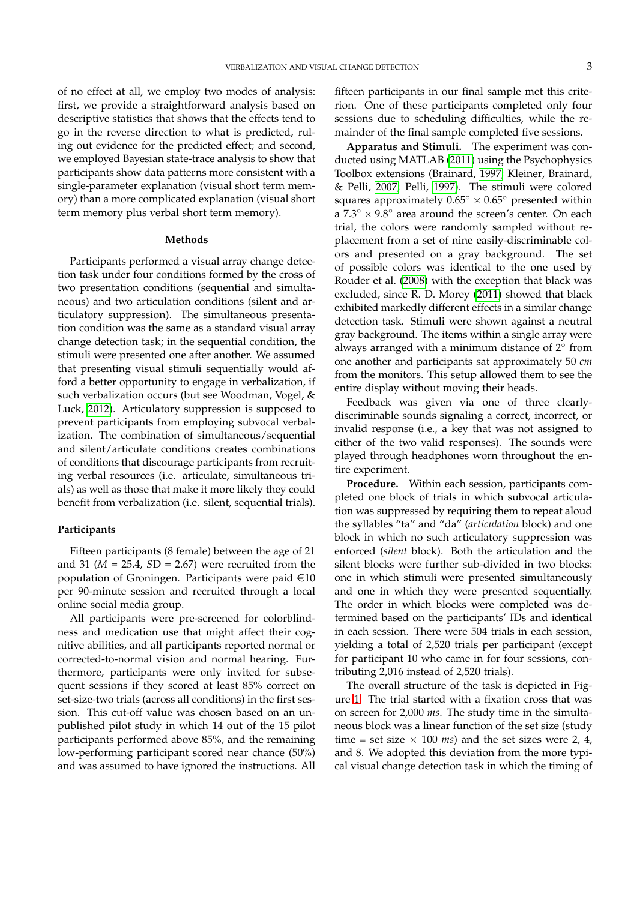of no effect at all, we employ two modes of analysis: first, we provide a straightforward analysis based on descriptive statistics that shows that the effects tend to go in the reverse direction to what is predicted, ruling out evidence for the predicted effect; and second, we employed Bayesian state-trace analysis to show that participants show data patterns more consistent with a single-parameter explanation (visual short term memory) than a more complicated explanation (visual short term memory plus verbal short term memory).

## Methods

Participants performed a visual array change detection task under four conditions formed by the cross of two presentation conditions (sequential and simultaneous) and two articulation conditions (silent and articulatory suppression). The simultaneous presentation condition was the same as a standard visual array change detection task; in the sequential condition, the stimuli were presented one after another. We assumed that presenting visual stimuli sequentially would afford a better opportunity to engage in verbalization, if such verbalization occurs (but see Woodman, Vogel, & Luck, 2012). Articulatory suppression is supposed to prevent participants from employing subvocal verbalization. The combination of simultaneous/sequential and silent/articulate conditions creates combinations of conditions that discourage participants from recruiting verbal resources (i.e. articulate, simultaneous trials) as well as those that make it more likely they could benefit from verbalization (i.e. silent, sequential trials).

### Participants

Fifteen participants (8 female) between the age of 21 and 31 ($M$ = 25.4, $SD$ = 2.67) were recruited from the population of Groningen. Participants were paid €10 per 90-minute session and recruited through a local online social media group.

All participants were pre-screened for colorblindness and medication use that might affect their cognitive abilities, and all participants reported normal or corrected-to-normal vision and normal hearing. Furthermore, participants were only invited for subsequent sessions if they scored at least 85% correct on set-size-two trials (across all conditions) in the first session. This cut-off value was chosen based on an unpublished pilot study in which 14 out of the 15 pilot participants performed above 85%, and the remaining low-performing participant scored near chance (50%) and was assumed to have ignored the instructions. All fifteen participants in our final sample met this criterion. One of these participants completed only four sessions due to scheduling difficulties, while the remainder of the final sample completed five sessions.

**Apparatus and Stimuli.** The experiment was conducted using MATLAB (2011) using the Psychophysics Toolbox extensions (Brainard, 1997; Kleiner, Brainard, & Pelli, 2007; Pelli, 1997). The stimuli were colored squares approximately $0.65^\circ \times 0.65^\circ$ presented within a $7.3^\circ \times 9.8^\circ$ area around the screen's center. On each trial, the colors were randomly sampled without replacement from a set of nine easily-discriminable colors and presented on a gray background. The set of possible colors was identical to the one used by Rouder et al. (2008) with the exception that black was excluded, since R. D. Morey (2011) showed that black exhibited markedly different effects in a similar change detection task. Stimuli were shown against a neutral gray background. The items within a single array were always arranged with a minimum distance of $2^\circ$ from one another and participants sat approximately 50 *cm* from the monitors. This setup allowed them to see the entire display without moving their heads.

Feedback was given via one of three clearly-discriminable sounds signaling a correct, incorrect, or invalid response (i.e., a key that was not assigned to either of the two valid responses). The sounds were played through headphones worn throughout the entire experiment.

**Procedure.** Within each session, participants completed one block of trials in which subvocal articulation was suppressed by requiring them to repeat aloud the syllables "ta" and "da" (*articulation* block) and one block in which no such articulatory suppression was enforced (*silent* block). Both the articulation and the silent blocks were further sub-divided in two blocks: one in which stimuli were presented simultaneously and one in which they were presented sequentially. The order in which blocks were completed was determined based on the participants' IDs and identical in each session. There were 504 trials in each session, yielding a total of 2,520 trials per participant (except for participant 10 who came in for four sessions, contributing 2,016 instead of 2,520 trials).

The overall structure of the task is depicted in Figure 1. The trial started with a fixation cross that was on screen for 2,000 *ms*. The study time in the simultaneous block was a linear function of the set size (study time = set size $\times$ 100 *ms*) and the set sizes were 2, 4, and 8. We adopted this deviation from the more typical visual change detection task in which the timing of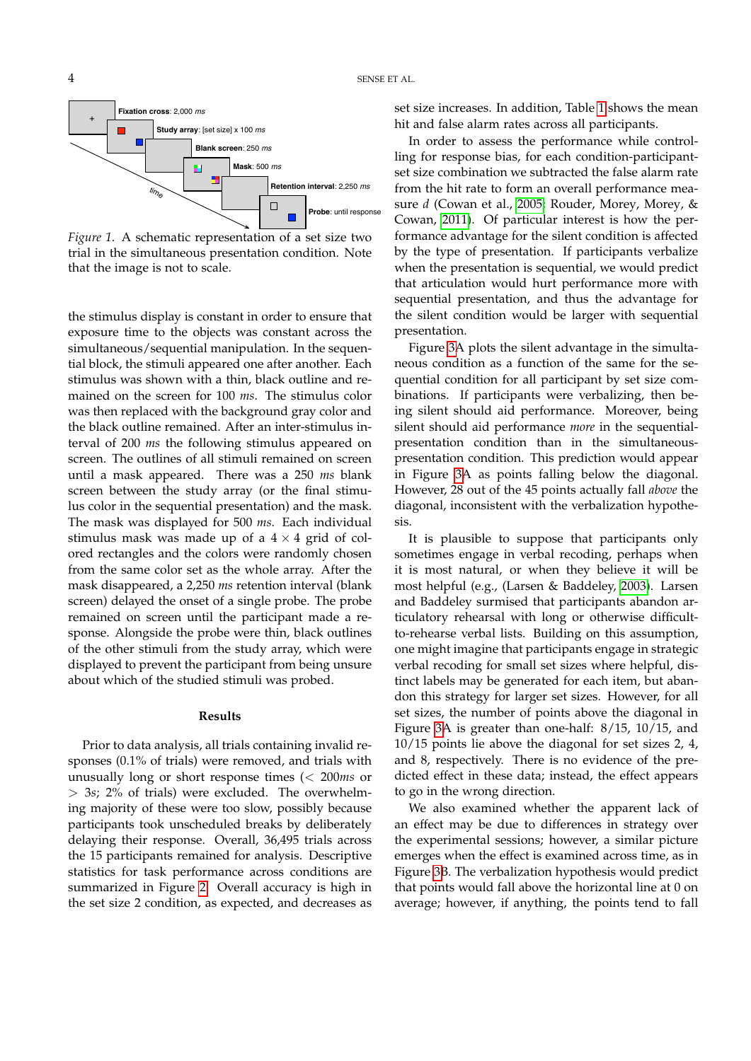*Figure 1*. A schematic representation of a set size two trial in the simultaneous presentation condition. Note that the image is not to scale.

the stimulus display is constant in order to ensure that exposure time to the objects was constant across the simultaneous/sequential manipulation. In the sequential block, the stimuli appeared one after another. Each stimulus was shown with a thin, black outline and remained on the screen for 100 *ms*. The stimulus color was then replaced with the background gray color and the black outline remained. After an inter-stimulus interval of 200 *ms* the following stimulus appeared on screen. The outlines of all stimuli remained on screen until a mask appeared. There was a 250 *ms* blank screen between the study array (or the final stimulus color in the sequential presentation) and the mask. The mask was displayed for 500 *ms*. Each individual stimulus mask was made up of a $4 \times 4$ grid of colored rectangles and the colors were randomly chosen from the same color set as the whole array. After the mask disappeared, a 2,250 *ms* retention interval (blank screen) delayed the onset of a single probe. The probe remained on screen until the participant made a response. Alongside the probe were thin, black outlines of the other stimuli from the study array, which were displayed to prevent the participant from being unsure about which of the studied stimuli was probed.

## Results

Prior to data analysis, all trials containing invalid responses (0.1% of trials) were removed, and trials with unusually long or short response times ($< 200ms$ or $> 3s$; 2% of trials) were excluded. The overwhelming majority of these were too slow, possibly because participants took unscheduled breaks by deliberately delaying their response. Overall, 36,495 trials across the 15 participants remained for analysis. Descriptive statistics for task performance across conditions are summarized in Figure 2. Overall accuracy is high in the set size 2 condition, as expected, and decreases as set size increases. In addition, Table 1 shows the mean hit and false alarm rates across all participants.

In order to assess the performance while controlling for response bias, for each condition-participant-set size combination we subtracted the false alarm rate from the hit rate to form an overall performance measure $d$ (Cowan et al., 2005; Rouder, Morey, Morey, & Cowan, 2011). Of particular interest is how the performance advantage for the silent condition is affected by the type of presentation. If participants verbalize when the presentation is sequential, we would predict that articulation would hurt performance more with sequential presentation, and thus the advantage for the silent condition would be larger with sequential presentation.

Figure 3A plots the silent advantage in the simultaneous condition as a function of the same for the sequential condition for all participant by set size combinations. If participants were verbalizing, then being silent should aid performance. Moreover, being silent should aid performance *more* in the sequential-presentation condition than in the simultaneous-presentation condition. This prediction would appear in Figure 3A as points falling below the diagonal. However, 28 out of the 45 points actually fall *above* the diagonal, inconsistent with the verbalization hypothesis.

It is plausible to suppose that participants only sometimes engage in verbal recoding, perhaps when it is most natural, or when they believe it will be most helpful (e.g., (Larsen & Baddeley, 2003). Larsen and Baddeley surmised that participants abandon articulatory rehearsal with long or otherwise difficult-to-rehearse verbal lists. Building on this assumption, one might imagine that participants engage in strategic verbal recoding for small set sizes where helpful, distinct labels may be generated for each item, but abandon this strategy for larger set sizes. However, for all set sizes, the number of points above the diagonal in Figure 3A is greater than one-half: 8/15, 10/15, and 10/15 points lie above the diagonal for set sizes 2, 4, and 8, respectively. There is no evidence of the predicted effect in these data; instead, the effect appears to go in the wrong direction.

We also examined whether the apparent lack of an effect may be due to differences in strategy over the experimental sessions; however, a similar picture emerges when the effect is examined across time, as in Figure 3B. The verbalization hypothesis would predict that points would fall above the horizontal line at 0 on average; however, if anything, the points tend to fall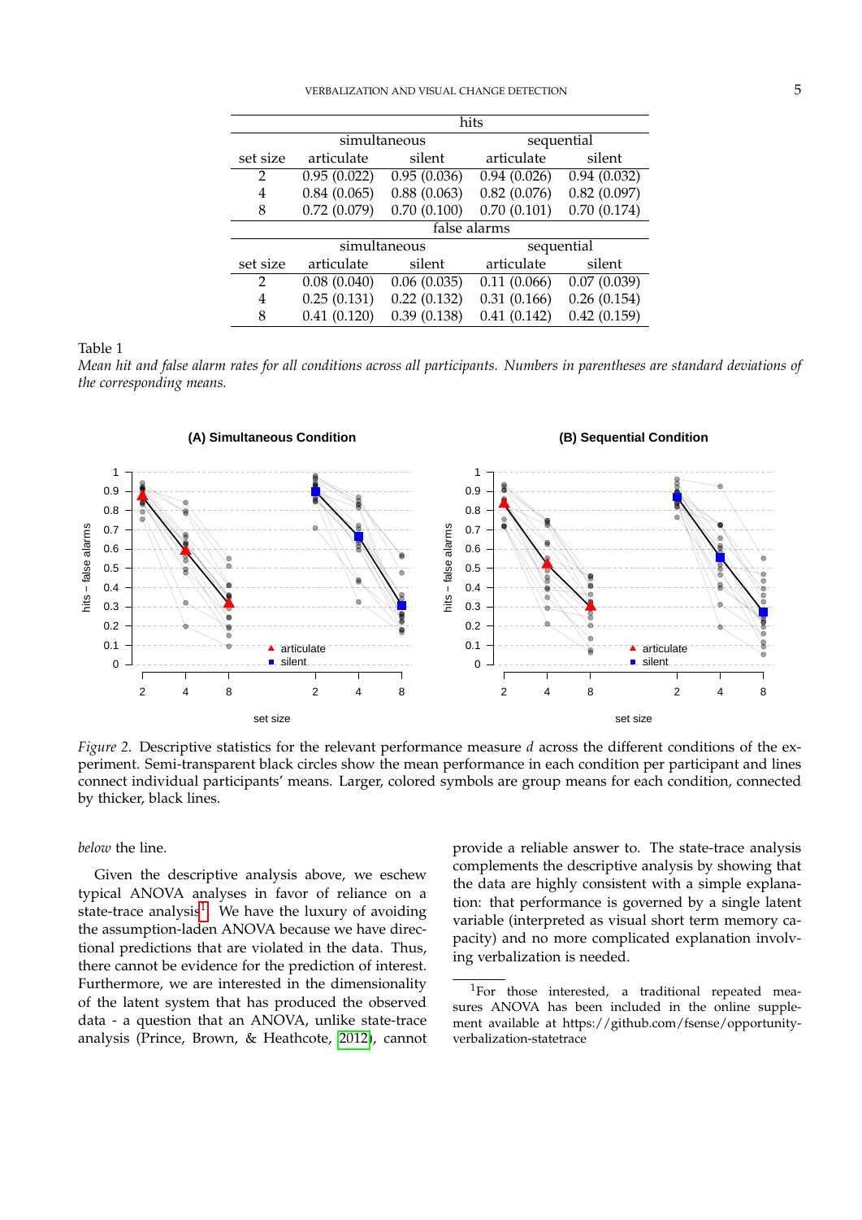| | hits | | | |
|---|---|---|---|---|
| | simultaneous | | sequential | |
| set size | articulate | silent | articulate | silent |
| 2 | 0.95 (0.022) | 0.95 (0.036) | 0.94 (0.026) | 0.94 (0.032) |
| 4 | 0.84 (0.065) | 0.88 (0.063) | 0.82 (0.076) | 0.82 (0.097) |
| 8 | 0.72 (0.079) | 0.70 (0.100) | 0.70 (0.101) | 0.70 (0.174) |
| | false alarms | | | |
| | simultaneous | | sequential | |
| set size | articulate | silent | articulate | silent |
| 2 | 0.08 (0.040) | 0.06 (0.035) | 0.11 (0.066) | 0.07 (0.039) |
| 4 | 0.25 (0.131) | 0.22 (0.132) | 0.31 (0.166) | 0.26 (0.154) |
| 8 | 0.41 (0.120) | 0.39 (0.138) | 0.41 (0.142) | 0.42 (0.159) |

Table 1
*Mean hit and false alarm rates for all conditions across all participants. Numbers in parentheses are standard deviations of the corresponding means.*

*Figure 2.* Descriptive statistics for the relevant performance measure $d$ across the different conditions of the experiment. Semi-transparent black circles show the mean performance in each condition per participant and lines connect individual participants' means. Larger, colored symbols are group means for each condition, connected by thicker, black lines.

*below* the line.

Given the descriptive analysis above, we eschew typical ANOVA analyses in favor of reliance on a state-trace analysis[1]. We have the luxury of avoiding the assumption-laden ANOVA because we have directional predictions that are violated in the data. Thus, there cannot be evidence for the prediction of interest. Furthermore, we are interested in the dimensionality of the latent system that has produced the observed data - a question that an ANOVA, unlike state-trace analysis (Prince, Brown, & Heathcote, 2012), cannot provide a reliable answer to. The state-trace analysis complements the descriptive analysis by showing that the data are highly consistent with a simple explanation: that performance is governed by a single latent variable (interpreted as visual short term memory capacity) and no more complicated explanation involving verbalization is needed.

[1] For those interested, a traditional repeated measures ANOVA has been included in the online supplement available at https://github.com/fsense/opportunity-verbalization-statetrace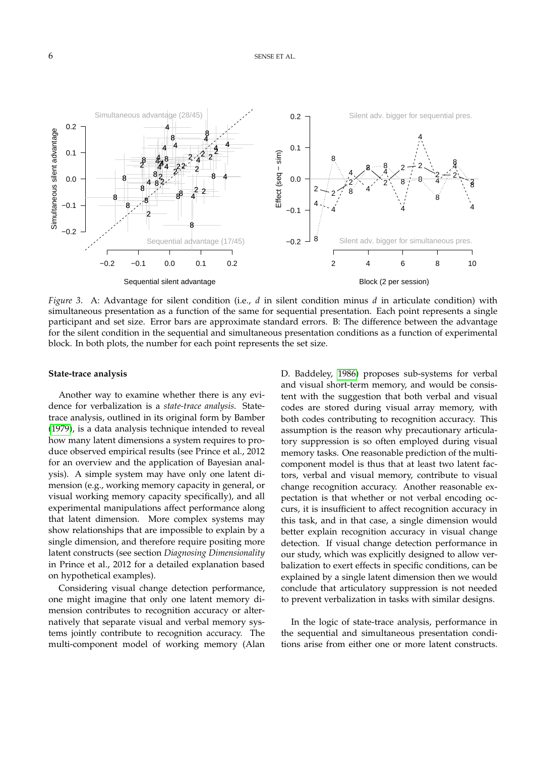*Figure 3.* A: Advantage for silent condition (i.e., $d$ in silent condition minus $d$ in articulate condition) with simultaneous presentation as a function of the same for sequential presentation. Each point represents a single participant and set size. Error bars are approximate standard errors. B: The difference between the advantage for the silent condition in the sequential and simultaneous presentation conditions as a function of experimental block. In both plots, the number for each point represents the set size.

### State-trace analysis

Another way to examine whether there is any evidence for verbalization is a *state-trace analysis*. State-trace analysis, outlined in its original form by Bamber (1979), is a data analysis technique intended to reveal how many latent dimensions a system requires to produce observed empirical results (see Prince et al., 2012 for an overview and the application of Bayesian analysis). A simple system may have only one latent dimension (e.g., working memory capacity in general, or visual working memory capacity specifically), and all experimental manipulations affect performance along that latent dimension. More complex systems may show relationships that are impossible to explain by a single dimension, and therefore require positing more latent constructs (see section *Diagnosing Dimensionality* in Prince et al., 2012 for a detailed explanation based on hypothetical examples).

Considering visual change detection performance, one might imagine that only one latent memory dimension contributes to recognition accuracy or alternatively that separate visual and verbal memory systems jointly contribute to recognition accuracy. The multi-component model of working memory (Alan D. Baddeley, 1986) proposes sub-systems for verbal and visual short-term memory, and would be consistent with the suggestion that both verbal and visual codes are stored during visual array memory, with both codes contributing to recognition accuracy. This assumption is the reason why precautionary articulatory suppression is so often employed during visual memory tasks. One reasonable prediction of the multi-component model is thus that at least two latent factors, verbal and visual memory, contribute to visual change recognition accuracy. Another reasonable expectation is that whether or not verbal encoding occurs, it is insufficient to affect recognition accuracy in this task, and in that case, a single dimension would better explain recognition accuracy in visual change detection. If visual change detection performance in our study, which was explicitly designed to allow verbalization to exert effects in specific conditions, can be explained by a single latent dimension then we would conclude that articulatory suppression is not needed to prevent verbalization in tasks with similar designs.

In the logic of state-trace analysis, performance in the sequential and simultaneous presentation conditions arise from either one or more latent constructs.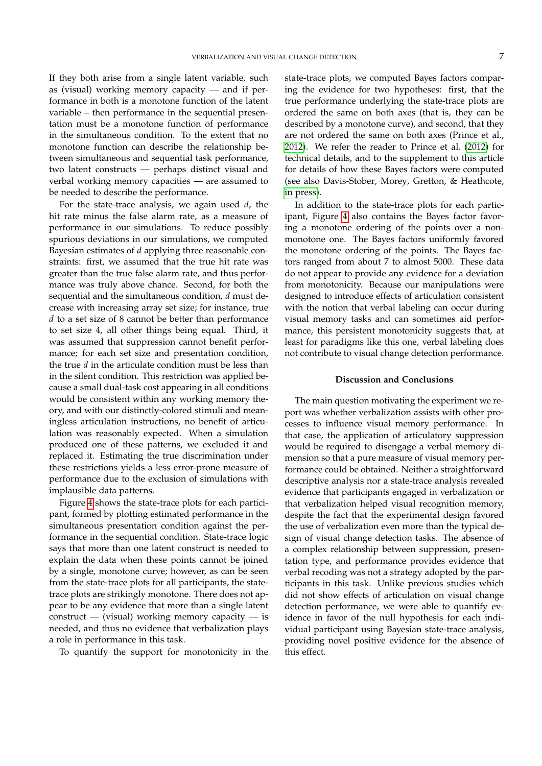If they both arise from a single latent variable, such as (visual) working memory capacity — and if performance in both is a monotone function of the latent variable – then performance in the sequential presentation must be a monotone function of performance in the simultaneous condition. To the extent that no monotone function can describe the relationship between simultaneous and sequential task performance, two latent constructs — perhaps distinct visual and verbal working memory capacities — are assumed to be needed to describe the performance.

For the state-trace analysis, we again used $d$, the hit rate minus the false alarm rate, as a measure of performance in our simulations. To reduce possibly spurious deviations in our simulations, we computed Bayesian estimates of $d$ applying three reasonable constraints: first, we assumed that the true hit rate was greater than the true false alarm rate, and thus performance was truly above chance. Second, for both the sequential and the simultaneous condition, $d$ must decrease with increasing array set size; for instance, true $d$ to a set size of 8 cannot be better than performance to set size 4, all other things being equal. Third, it was assumed that suppression cannot benefit performance; for each set size and presentation condition, the true $d$ in the articulate condition must be less than in the silent condition. This restriction was applied because a small dual-task cost appearing in all conditions would be consistent within any working memory theory, and with our distinctly-colored stimuli and meaningless articulation instructions, no benefit of articulation was reasonably expected. When a simulation produced one of these patterns, we excluded it and replaced it. Estimating the true discrimination under these restrictions yields a less error-prone measure of performance due to the exclusion of simulations with implausible data patterns.

Figure 4 shows the state-trace plots for each participant, formed by plotting estimated performance in the simultaneous presentation condition against the performance in the sequential condition. State-trace logic says that more than one latent construct is needed to explain the data when these points cannot be joined by a single, monotone curve; however, as can be seen from the state-trace plots for all participants, the state-trace plots are strikingly monotone. There does not appear to be any evidence that more than a single latent construct — (visual) working memory capacity — is needed, and thus no evidence that verbalization plays a role in performance in this task.

To quantify the support for monotonicity in the state-trace plots, we computed Bayes factors comparing the evidence for two hypotheses: first, that the true performance underlying the state-trace plots are ordered the same on both axes (that is, they can be described by a monotone curve), and second, that they are not ordered the same on both axes (Prince et al., 2012). We refer the reader to Prince et al. (2012) for technical details, and to the supplement to this article for details of how these Bayes factors were computed (see also Davis-Stober, Morey, Gretton, & Heathcote, in press).

In addition to the state-trace plots for each participant, Figure 4 also contains the Bayes factor favoring a monotone ordering of the points over a non-monotone one. The Bayes factors uniformly favored the monotone ordering of the points. The Bayes factors ranged from about 7 to almost 5000. These data do not appear to provide any evidence for a deviation from monotonicity. Because our manipulations were designed to introduce effects of articulation consistent with the notion that verbal labeling can occur during visual memory tasks and can sometimes aid performance, this persistent monotonicity suggests that, at least for paradigms like this one, verbal labeling does not contribute to visual change detection performance.

## Discussion and Conclusions

The main question motivating the experiment we report was whether verbalization assists with other processes to influence visual memory performance. In that case, the application of articulatory suppression would be required to disengage a verbal memory dimension so that a pure measure of visual memory performance could be obtained. Neither a straightforward descriptive analysis nor a state-trace analysis revealed evidence that participants engaged in verbalization or that verbalization helped visual recognition memory, despite the fact that the experimental design favored the use of verbalization even more than the typical design of visual change detection tasks. The absence of a complex relationship between suppression, presentation type, and performance provides evidence that verbal recoding was not a strategy adopted by the participants in this task. Unlike previous studies which did not show effects of articulation on visual change detection performance, we were able to quantify evidence in favor of the null hypothesis for each individual participant using Bayesian state-trace analysis, providing novel positive evidence for the absence of this effect.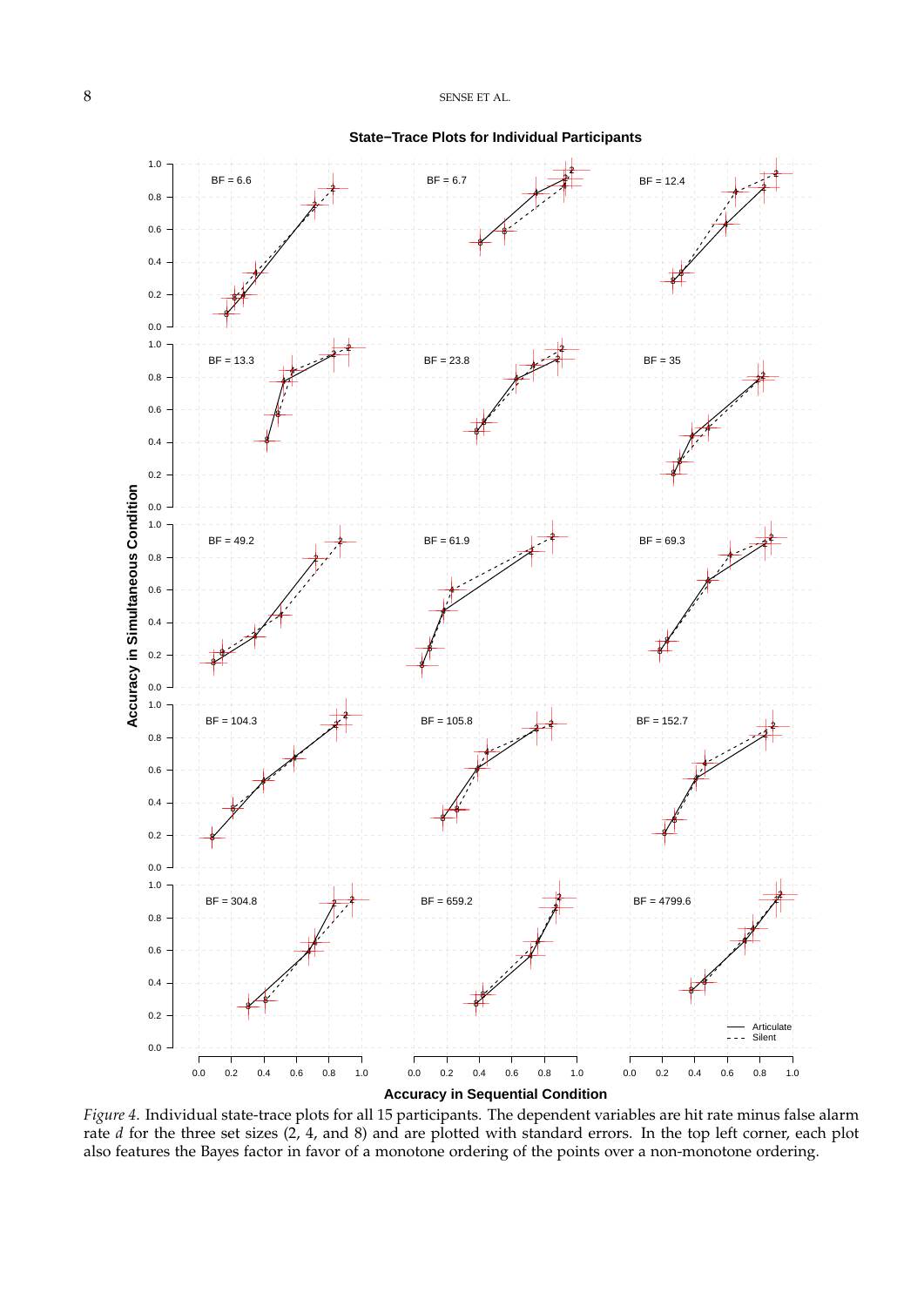*Figure 4.* Individual state-trace plots for all 15 participants. The dependent variables are hit rate minus false alarm rate $d$ for the three set sizes (2, 4, and 8) and are plotted with standard errors. In the top left corner, each plot also features the Bayes factor in favor of a monotone ordering of the points over a non-monotone ordering.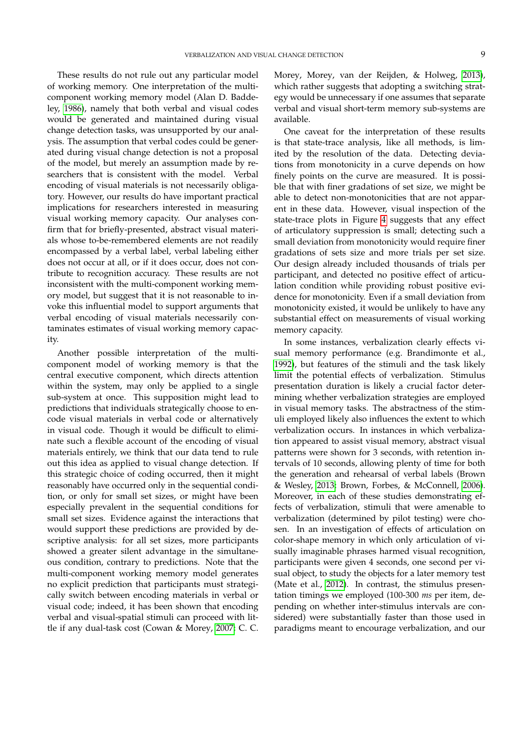These results do not rule out any particular model of working memory. One interpretation of the multi-component working memory model (Alan D. Baddeley, 1986), namely that both verbal and visual codes would be generated and maintained during visual change detection tasks, was unsupported by our analysis. The assumption that verbal codes could be generated during visual change detection is not a proposal of the model, but merely an assumption made by researchers that is consistent with the model. Verbal encoding of visual materials is not necessarily obligatory. However, our results do have important practical implications for researchers interested in measuring visual working memory capacity. Our analyses confirm that for briefly-presented, abstract visual materials whose to-be-remembered elements are not readily encompassed by a verbal label, verbal labeling either does not occur at all, or if it does occur, does not contribute to recognition accuracy. These results are not inconsistent with the multi-component working memory model, but suggest that it is not reasonable to invoke this influential model to support arguments that verbal encoding of visual materials necessarily contaminates estimates of visual working memory capacity.

Another possible interpretation of the multi-component model of working memory is that the central executive component, which directs attention within the system, may only be applied to a single sub-system at once. This supposition might lead to predictions that individuals strategically choose to encode visual materials in verbal code or alternatively in visual code. Though it would be difficult to eliminate such a flexible account of the encoding of visual materials entirely, we think that our data tend to rule out this idea as applied to visual change detection. If this strategic choice of coding occurred, then it might reasonably have occurred only in the sequential condition, or only for small set sizes, or might have been especially prevalent in the sequential conditions for small set sizes. Evidence against the interactions that would support these predictions are provided by descriptive analysis: for all set sizes, more participants showed a greater silent advantage in the simultaneous condition, contrary to predictions. Note that the multi-component working memory model generates no explicit prediction that participants must strategically switch between encoding materials in verbal or visual code; indeed, it has been shown that encoding verbal and visual-spatial stimuli can proceed with little if any dual-task cost (Cowan & Morey, 2007; C. C. Morey, Morey, van der Reijden, & Holweg, 2013), which rather suggests that adopting a switching strategy would be unnecessary if one assumes that separate verbal and visual short-term memory sub-systems are available.

One caveat for the interpretation of these results is that state-trace analysis, like all methods, is limited by the resolution of the data. Detecting deviations from monotonicity in a curve depends on how finely points on the curve are measured. It is possible that with finer gradations of set size, we might be able to detect non-monotonicities that are not apparent in these data. However, visual inspection of the state-trace plots in Figure 4 suggests that any effect of articulatory suppression is small; detecting such a small deviation from monotonicity would require finer gradations of sets size and more trials per set size. Our design already included thousands of trials per participant, and detected no positive effect of articulation condition while providing robust positive evidence for monotonicity. Even if a small deviation from monotonicity existed, it would be unlikely to have any substantial effect on measurements of visual working memory capacity.

In some instances, verbalization clearly effects visual memory performance (e.g. Brandimonte et al., 1992), but features of the stimuli and the task likely limit the potential effects of verbalization. Stimulus presentation duration is likely a crucial factor determining whether verbalization strategies are employed in visual memory tasks. The abstractness of the stimuli employed likely also influences the extent to which verbalization occurs. In instances in which verbalization appeared to assist visual memory, abstract visual patterns were shown for 3 seconds, with retention intervals of 10 seconds, allowing plenty of time for both the generation and rehearsal of verbal labels (Brown & Wesley, 2013; Brown, Forbes, & McConnell, 2006). Moreover, in each of these studies demonstrating effects of verbalization, stimuli that were amenable to verbalization (determined by pilot testing) were chosen. In an investigation of effects of articulation on color-shape memory in which only articulation of visually imaginable phrases harmed visual recognition, participants were given 4 seconds, one second per visual object, to study the objects for a later memory test (Mate et al., 2012). In contrast, the stimulus presentation timings we employed (100-300 *ms* per item, depending on whether inter-stimulus intervals are considered) were substantially faster than those used in paradigms meant to encourage verbalization, and our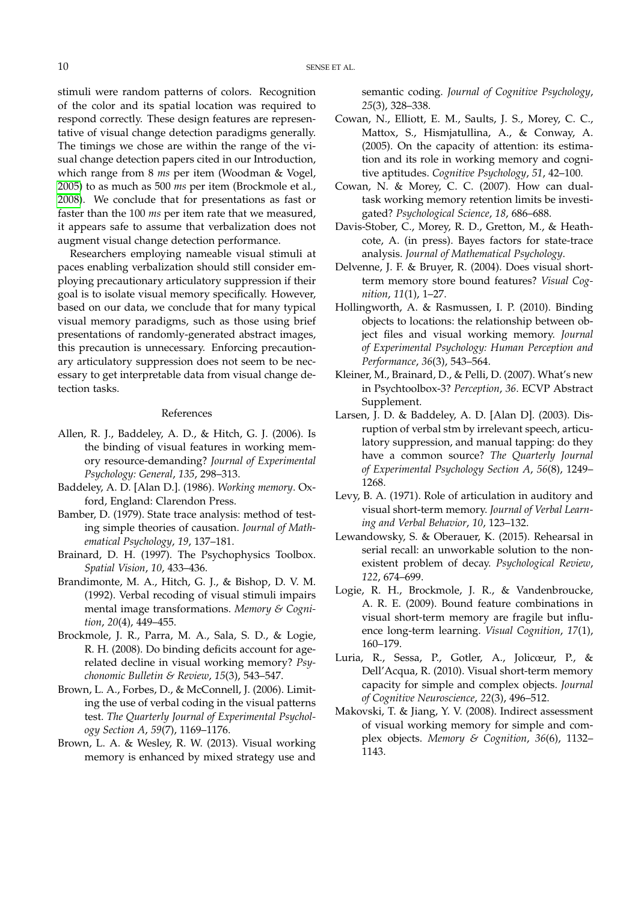stimuli were random patterns of colors. Recognition of the color and its spatial location was required to respond correctly. These design features are representative of visual change detection paradigms generally. The timings we chose are within the range of the visual change detection papers cited in our Introduction, which range from 8 *ms* per item (Woodman & Vogel, 2005) to as much as 500 *ms* per item (Brockmole et al., 2008). We conclude that for presentations as fast or faster than the 100 *ms* per item rate that we measured, it appears safe to assume that verbalization does not augment visual change detection performance.

Researchers employing nameable visual stimuli at paces enabling verbalization should still consider employing precautionary articulatory suppression if their goal is to isolate visual memory specifically. However, based on our data, we conclude that for many typical visual memory paradigms, such as those using brief presentations of randomly-generated abstract images, this precaution is unnecessary. Enforcing precautionary articulatory suppression does not seem to be necessary to get interpretable data from visual change detection tasks.

## References

Allen, R. J., Baddeley, A. D., & Hitch, G. J. (2006). Is the binding of visual features in working memory resource-demanding? *Journal of Experimental Psychology: General*, *135*, 298–313.

Baddeley, A. D. [Alan D.]. (1986). *Working memory*. Oxford, England: Clarendon Press.

Bamber, D. (1979). State trace analysis: method of testing simple theories of causation. *Journal of Mathematical Psychology*, *19*, 137–181.

Brainard, D. H. (1997). The Psychophysics Toolbox. *Spatial Vision*, *10*, 433–436.

Brandimonte, M. A., Hitch, G. J., & Bishop, D. V. M. (1992). Verbal recoding of visual stimuli impairs mental image transformations. *Memory & Cognition*, *20*(4), 449–455.

Brockmole, J. R., Parra, M. A., Sala, S. D., & Logie, R. H. (2008). Do binding deficits account for age-related decline in visual working memory? *Psychonomic Bulletin & Review*, *15*(3), 543–547.

Brown, L. A., Forbes, D., & McConnell, J. (2006). Limiting the use of verbal coding in the visual patterns test. *The Quarterly Journal of Experimental Psychology Section A*, *59*(7), 1169–1176.

Brown, L. A. & Wesley, R. W. (2013). Visual working memory is enhanced by mixed strategy use and semantic coding. *Journal of Cognitive Psychology*, *25*(3), 328–338.

Cowan, N., Elliott, E. M., Saults, J. S., Morey, C. C., Mattox, S., Hismjatullina, A., & Conway, A. (2005). On the capacity of attention: its estimation and its role in working memory and cognitive aptitudes. *Cognitive Psychology*, *51*, 42–100.

Cowan, N. & Morey, C. C. (2007). How can dual-task working memory retention limits be investigated? *Psychological Science*, *18*, 686–688.

Davis-Stober, C., Morey, R. D., Gretton, M., & Heathcote, A. (in press). Bayes factors for state-trace analysis. *Journal of Mathematical Psychology*.

Delvenne, J. F. & Bruyer, R. (2004). Does visual short-term memory store bound features? *Visual Cognition*, *11*(1), 1–27.

Hollingworth, A. & Rasmussen, I. P. (2010). Binding objects to locations: the relationship between object files and visual working memory. *Journal of Experimental Psychology: Human Perception and Performance*, *36*(3), 543–564.

Kleiner, M., Brainard, D., & Pelli, D. (2007). What's new in Psychtoolbox-3? *Perception*, *36*. ECVP Abstract Supplement.

Larsen, J. D. & Baddeley, A. D. [Alan D]. (2003). Disruption of verbal stm by irrelevant speech, articulatory suppression, and manual tapping: do they have a common source? *The Quarterly Journal of Experimental Psychology Section A*, *56*(8), 1249–1268.

Levy, B. A. (1971). Role of articulation in auditory and visual short-term memory. *Journal of Verbal Learning and Verbal Behavior*, *10*, 123–132.

Lewandowsky, S. & Oberauer, K. (2015). Rehearsal in serial recall: an unworkable solution to the nonexistent problem of decay. *Psychological Review*, *122*, 674–699.

Logie, R. H., Brockmole, J. R., & Vandenbroucke, A. R. E. (2009). Bound feature combinations in visual short-term memory are fragile but influence long-term learning. *Visual Cognition*, *17*(1), 160–179.

Luria, R., Sessa, P., Gotler, A., Jolicœur, P., & Dell'Acqua, R. (2010). Visual short-term memory capacity for simple and complex objects. *Journal of Cognitive Neuroscience*, *22*(3), 496–512.

Makovski, T. & Jiang, Y. V. (2008). Indirect assessment of visual working memory for simple and complex objects. *Memory & Cognition*, *36*(6), 1132–1143.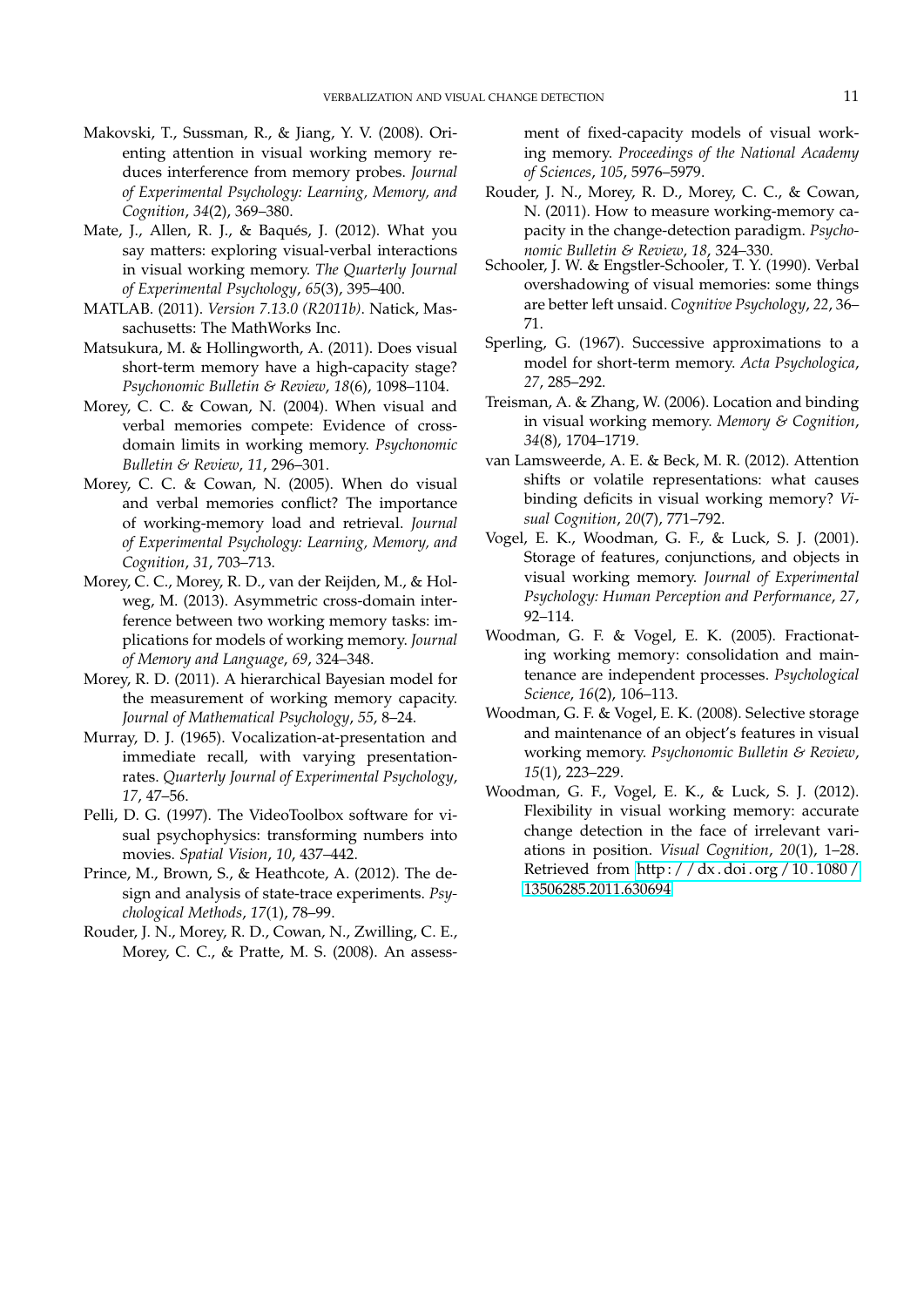Makovski, T., Sussman, R., & Jiang, Y. V. (2008). Orienting attention in visual working memory reduces interference from memory probes. *Journal of Experimental Psychology: Learning, Memory, and Cognition*, *34*(2), 369–380.

Mate, J., Allen, R. J., & Baqués, J. (2012). What you say matters: exploring visual-verbal interactions in visual working memory. *The Quarterly Journal of Experimental Psychology*, *65*(3), 395–400.

MATLAB. (2011). *Version 7.13.0 (R2011b)*. Natick, Massachusetts: The MathWorks Inc.

Matsukura, M. & Hollingworth, A. (2011). Does visual short-term memory have a high-capacity stage? *Psychonomic Bulletin & Review*, *18*(6), 1098–1104.

Morey, C. C. & Cowan, N. (2004). When visual and verbal memories compete: Evidence of cross-domain limits in working memory. *Psychonomic Bulletin & Review*, *11*, 296–301.

Morey, C. C. & Cowan, N. (2005). When do visual and verbal memories conflict? The importance of working-memory load and retrieval. *Journal of Experimental Psychology: Learning, Memory, and Cognition*, *31*, 703–713.

Morey, C. C., Morey, R. D., van der Reijden, M., & Holweg, M. (2013). Asymmetric cross-domain interference between two working memory tasks: implications for models of working memory. *Journal of Memory and Language*, *69*, 324–348.

Morey, R. D. (2011). A hierarchical Bayesian model for the measurement of working memory capacity. *Journal of Mathematical Psychology*, *55*, 8–24.

Murray, D. J. (1965). Vocalization-at-presentation and immediate recall, with varying presentation-rates. *Quarterly Journal of Experimental Psychology*, *17*, 47–56.

Pelli, D. G. (1997). The VideoToolbox software for visual psychophysics: transforming numbers into movies. *Spatial Vision*, *10*, 437–442.

Prince, M., Brown, S., & Heathcote, A. (2012). The design and analysis of state-trace experiments. *Psychological Methods*, *17*(1), 78–99.

Rouder, J. N., Morey, R. D., Cowan, N., Zwilling, C. E., Morey, C. C., & Pratte, M. S. (2008). An assessment of fixed-capacity models of visual working memory. *Proceedings of the National Academy of Sciences*, *105*, 5976–5979.

Rouder, J. N., Morey, R. D., Morey, C. C., & Cowan, N. (2011). How to measure working-memory capacity in the change-detection paradigm. *Psychonomic Bulletin & Review*, *18*, 324–330.

Schooler, J. W. & Engstler-Schooler, T. Y. (1990). Verbal overshadowing of visual memories: some things are better left unsaid. *Cognitive Psychology*, *22*, 36–71.

Sperling, G. (1967). Successive approximations to a model for short-term memory. *Acta Psychologica*, *27*, 285–292.

Treisman, A. & Zhang, W. (2006). Location and binding in visual working memory. *Memory & Cognition*, *34*(8), 1704–1719.

van Lamsweerde, A. E. & Beck, M. R. (2012). Attention shifts or volatile representations: what causes binding deficits in visual working memory? *Visual Cognition*, *20*(7), 771–792.

Vogel, E. K., Woodman, G. F., & Luck, S. J. (2001). Storage of features, conjunctions, and objects in visual working memory. *Journal of Experimental Psychology: Human Perception and Performance*, *27*, 92–114.

Woodman, G. F. & Vogel, E. K. (2005). Fractionating working memory: consolidation and maintenance are independent processes. *Psychological Science*, *16*(2), 106–113.

Woodman, G. F. & Vogel, E. K. (2008). Selective storage and maintenance of an object's features in visual working memory. *Psychonomic Bulletin & Review*, *15*(1), 223–229.

Woodman, G. F., Vogel, E. K., & Luck, S. J. (2012). Flexibility in visual working memory: accurate change detection in the face of irrelevant variations in position. *Visual Cognition*, *20*(1), 1–28. Retrieved from http://dx.doi.org/10.1080/13506285.2011.630694